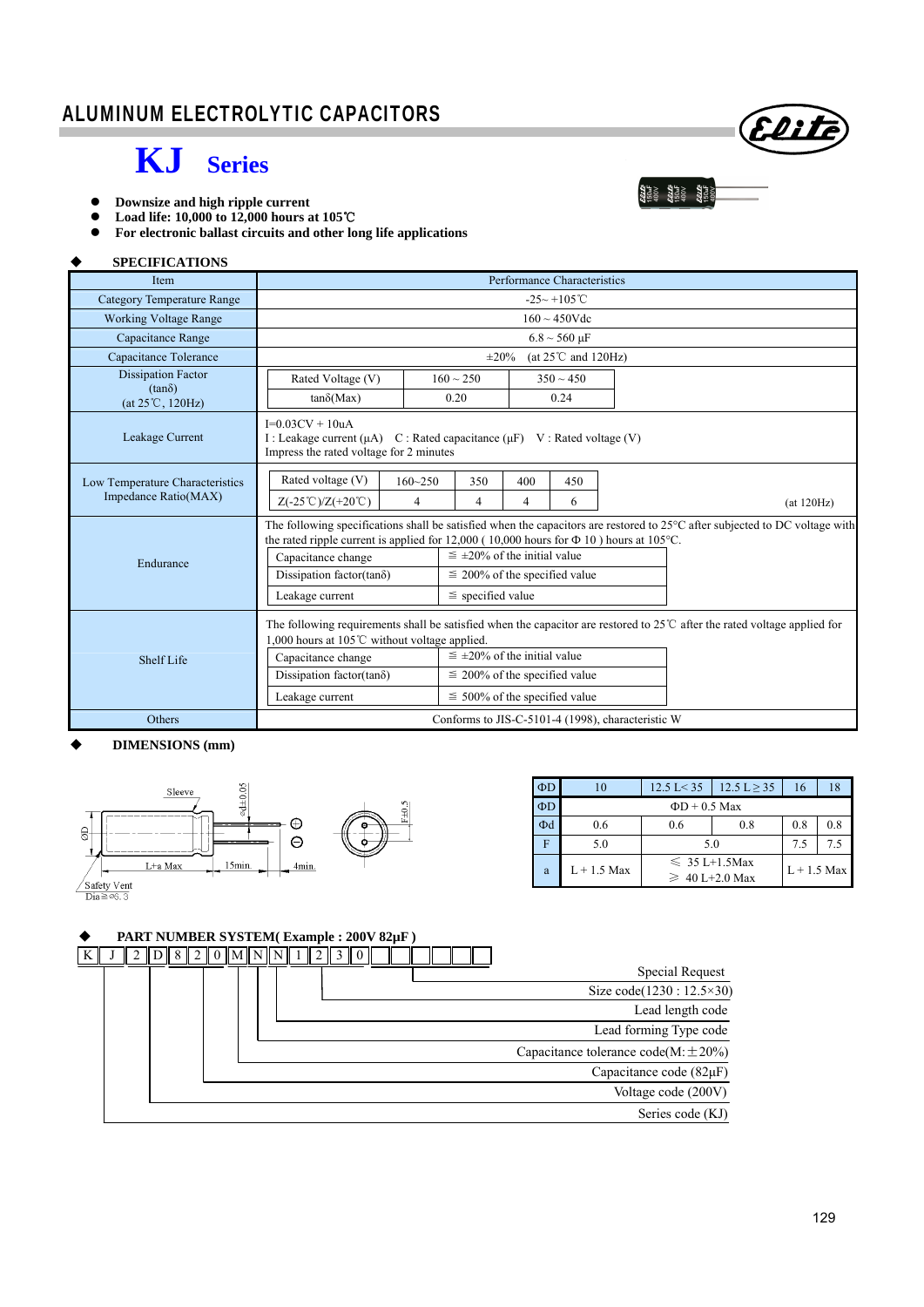# ALUMINUM ELECTROLYTIC CAPACITORS

## KJ Series

- **Downsize and high ripple current**
- **Load life: 10,000 to 12,000 hours at 105℃**
- **For electronic ballast circuits and other long life applications**

### SPECIFICATIONS

| Item | Performance Characteristics |
|---|---|
| Category Temperature Range | -25~ +105℃ |
| Working Voltage Range | 160 ~ 450Vdc |
| Capacitance Range | 6.8 ~ 560 μF |
| Capacitance Tolerance | ±20% (at 25℃ and 120Hz) |
| Dissipation Factor (tanδ) (at 25℃, 120Hz) | Rated Voltage (V): 160 ~ 250 / 350 ~ 450; tanδ(Max): 0.20 / 0.24 |
| Leakage Current | I=0.03CV + 10uA<br>I : Leakage current (μA) C : Rated capacitance (μF) V : Rated voltage (V)<br>Impress the rated voltage for 2 minutes |
| Low Temperature Characteristics Impedance Ratio(MAX) | Rated voltage (V): 160~250 / 350 / 400 / 450; Z(-25℃)/Z(+20℃): 4 / 4 / 4 / 6 (at 120Hz) |
| Endurance | The following specifications shall be satisfied when the capacitors are restored to 25°C after subjected to DC voltage with the rated ripple current is applied for 12,000 ( 10,000 hours for Φ 10 ) hours at 105°C.<br>Capacitance change: ≦ ±20% of the initial value<br>Dissipation factor(tanδ): ≦ 200% of the specified value<br>Leakage current: ≦ specified value |
| Shelf Life | The following requirements shall be satisfied when the capacitor are restored to 25℃ after the rated voltage applied for 1,000 hours at 105℃ without voltage applied.<br>Capacitance change: ≦ ±20% of the initial value<br>Dissipation factor(tanδ): ≦ 200% of the specified value<br>Leakage current: ≦ 500% of the specified value |
| Others | Conforms to JIS-C-5101-4 (1998), characteristic W |

### DIMENSIONS (mm)

Sleeve, ΦD, L+a Max, 15min, 4min, Φd±0.05, F±0.5, Safety Vent Dia≧Φ6.3

| ΦD | 10 | 12.5 L< 35 | 12.5 L ≥ 35 | 16 | 18 |
|---|---|---|---|---|---|
| ΦD | ΦD + 0.5 Max | | | | |
| Φd | 0.6 | 0.6 | 0.8 | 0.8 | 0.8 |
| F | 5.0 | 5.0 | | 7.5 | 7.5 |
| a | L + 1.5 Max | ≤ 35 L+1.5Max<br>≥ 40 L+2.0 Max | | L + 1.5 Max | |

### PART NUMBER SYSTEM( Example : 200V 82μF )

K J 2 D 8 2 0 M N N 1 2 3 0 □ □ □ □ □ □

- Special Request
- Size code(1230 : 12.5×30)
- Lead length code
- Lead forming Type code
- Capacitance tolerance code(M:±20%)
- Capacitance code (82μF)
- Voltage code (200V)
- Series code (KJ)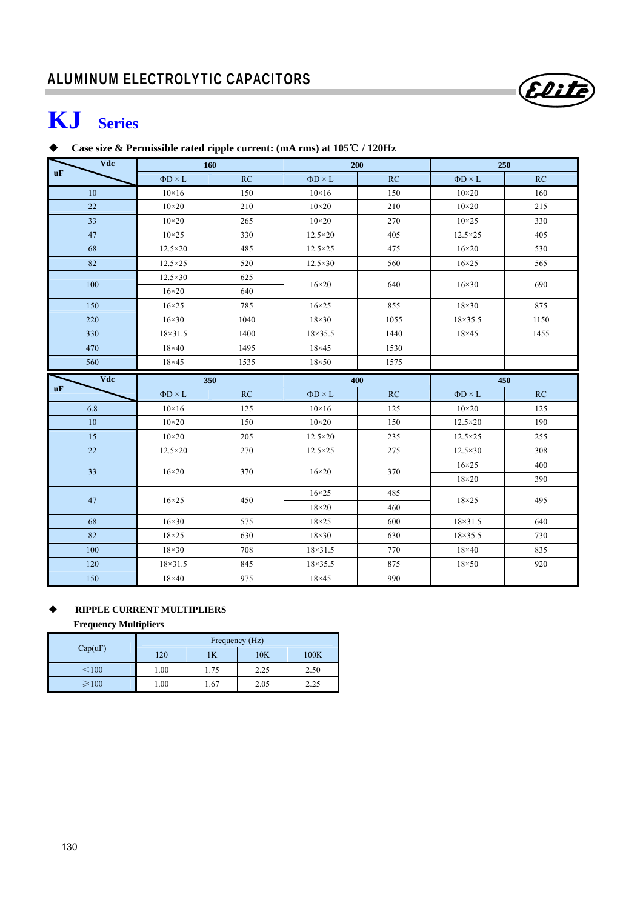# ALUMINUM ELECTROLYTIC CAPACITORS

# KJ Series

◆ **Case size & Permissible rated ripple current: (mA rms) at 105℃ / 120Hz**

| uF \ Vdc | 160 | | 200 | | 250 | |
|---|---|---|---|---|---|---|
| | ΦD × L | RC | ΦD × L | RC | ΦD × L | RC |
| 10 | 10×16 | 150 | 10×16 | 150 | 10×20 | 160 |
| 22 | 10×20 | 210 | 10×20 | 210 | 10×20 | 215 |
| 33 | 10×20 | 265 | 10×20 | 270 | 10×25 | 330 |
| 47 | 10×25 | 330 | 12.5×20 | 405 | 12.5×25 | 405 |
| 68 | 12.5×20 | 485 | 12.5×25 | 475 | 16×20 | 530 |
| 82 | 12.5×25 | 520 | 12.5×30 | 560 | 16×25 | 565 |
| 100 | 12.5×30 | 625 | 16×20 | 640 | 16×30 | 690 |
| | 16×20 | 640 | | | | |
| 150 | 16×25 | 785 | 16×25 | 855 | 18×30 | 875 |
| 220 | 16×30 | 1040 | 18×30 | 1055 | 18×35.5 | 1150 |
| 330 | 18×31.5 | 1400 | 18×35.5 | 1440 | 18×45 | 1455 |
| 470 | 18×40 | 1495 | 18×45 | 1530 | | |
| 560 | 18×45 | 1535 | 18×50 | 1575 | | |

| uF \ Vdc | 350 | | 400 | | 450 | |
|---|---|---|---|---|---|---|
| | ΦD × L | RC | ΦD × L | RC | ΦD × L | RC |
| 6.8 | 10×16 | 125 | 10×16 | 125 | 10×20 | 125 |
| 10 | 10×20 | 150 | 10×20 | 150 | 12.5×20 | 190 |
| 15 | 10×20 | 205 | 12.5×20 | 235 | 12.5×25 | 255 |
| 22 | 12.5×20 | 270 | 12.5×25 | 275 | 12.5×30 | 308 |
| 33 | 16×20 | 370 | 16×20 | 370 | 16×25 | 400 |
| | | | | | 18×20 | 390 |
| 47 | 16×25 | 450 | 16×25 | 485 | 18×25 | 495 |
| | | | 18×20 | 460 | | |
| 68 | 16×30 | 575 | 18×25 | 600 | 18×31.5 | 640 |
| 82 | 18×25 | 630 | 18×30 | 630 | 18×35.5 | 730 |
| 100 | 18×30 | 708 | 18×31.5 | 770 | 18×40 | 835 |
| 120 | 18×31.5 | 845 | 18×35.5 | 875 | 18×50 | 920 |
| 150 | 18×40 | 975 | 18×45 | 990 | | |

◆ **RIPPLE CURRENT MULTIPLIERS**

**Frequency Multipliers**

| Cap(uF) | Frequency (Hz) | | | |
|---|---|---|---|---|
| | 120 | 1K | 10K | 100K |
| <100 | 1.00 | 1.75 | 2.25 | 2.50 |
| ≥100 | 1.00 | 1.67 | 2.05 | 2.25 |